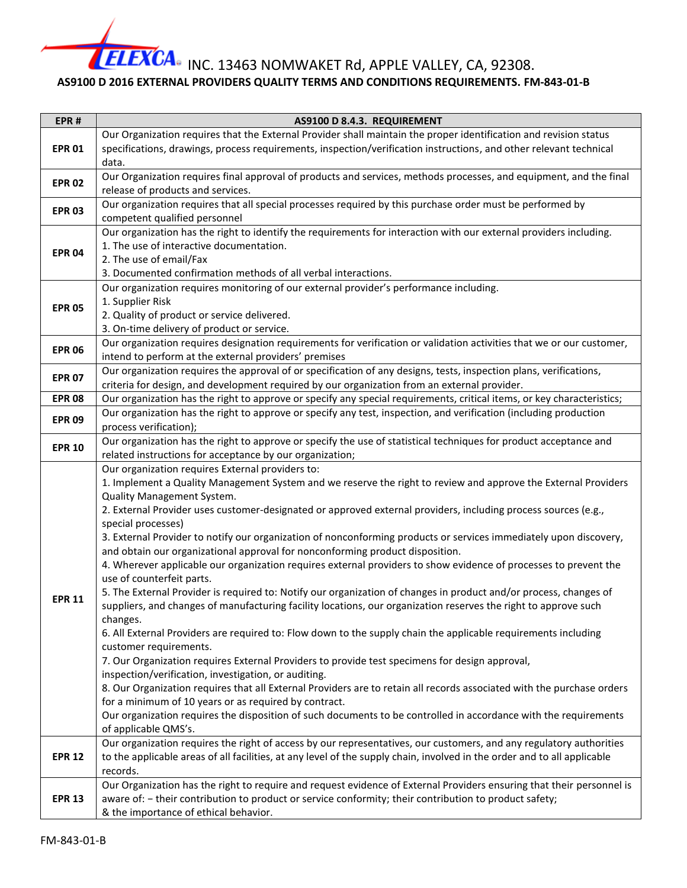TELEXCA INC. 13463 NOMWAKET Rd, APPLE VALLEY, CA, 92308.

**AS9100 D 2016 EXTERNAL PROVIDERS QUALITY TERMS AND CONDITIONS REQUIREMENTS. FM-843-01-B**

| EPR # | AS9100 D 8.4.3. REQUIREMENT |
|---|---|
| **EPR 01** | Our Organization requires that the External Provider shall maintain the proper identification and revision status specifications, drawings, process requirements, inspection/verification instructions, and other relevant technical data. |
| **EPR 02** | Our Organization requires final approval of products and services, methods processes, and equipment, and the final release of products and services. |
| **EPR 03** | Our organization requires that all special processes required by this purchase order must be performed by competent qualified personnel |
| **EPR 04** | Our organization has the right to identify the requirements for interaction with our external providers including.<br>1. The use of interactive documentation.<br>2. The use of email/Fax<br>3. Documented confirmation methods of all verbal interactions. |
| **EPR 05** | Our organization requires monitoring of our external provider's performance including.<br>1. Supplier Risk<br>2. Quality of product or service delivered.<br>3. On-time delivery of product or service. |
| **EPR 06** | Our organization requires designation requirements for verification or validation activities that we or our customer, intend to perform at the external providers' premises |
| **EPR 07** | Our organization requires the approval of or specification of any designs, tests, inspection plans, verifications, criteria for design, and development required by our organization from an external provider. |
| **EPR 08** | Our organization has the right to approve or specify any special requirements, critical items, or key characteristics; |
| **EPR 09** | Our organization has the right to approve or specify any test, inspection, and verification (including production process verification); |
| **EPR 10** | Our organization has the right to approve or specify the use of statistical techniques for product acceptance and related instructions for acceptance by our organization; |
| **EPR 11** | Our organization requires External providers to:<br>1. Implement a Quality Management System and we reserve the right to review and approve the External Providers Quality Management System.<br>2. External Provider uses customer-designated or approved external providers, including process sources (e.g., special processes)<br>3. External Provider to notify our organization of nonconforming products or services immediately upon discovery, and obtain our organizational approval for nonconforming product disposition.<br>4. Wherever applicable our organization requires external providers to show evidence of processes to prevent the use of counterfeit parts.<br>5. The External Provider is required to: Notify our organization of changes in product and/or process, changes of suppliers, and changes of manufacturing facility locations, our organization reserves the right to approve such changes.<br>6. All External Providers are required to: Flow down to the supply chain the applicable requirements including customer requirements.<br>7. Our Organization requires External Providers to provide test specimens for design approval, inspection/verification, investigation, or auditing.<br>8. Our Organization requires that all External Providers are to retain all records associated with the purchase orders for a minimum of 10 years or as required by contract.<br>Our organization requires the disposition of such documents to be controlled in accordance with the requirements of applicable QMS's. |
| **EPR 12** | Our organization requires the right of access by our representatives, our customers, and any regulatory authorities to the applicable areas of all facilities, at any level of the supply chain, involved in the order and to all applicable records. |
| **EPR 13** | Our Organization has the right to require and request evidence of External Providers ensuring that their personnel is aware of: − their contribution to product or service conformity; their contribution to product safety;<br>& the importance of ethical behavior. |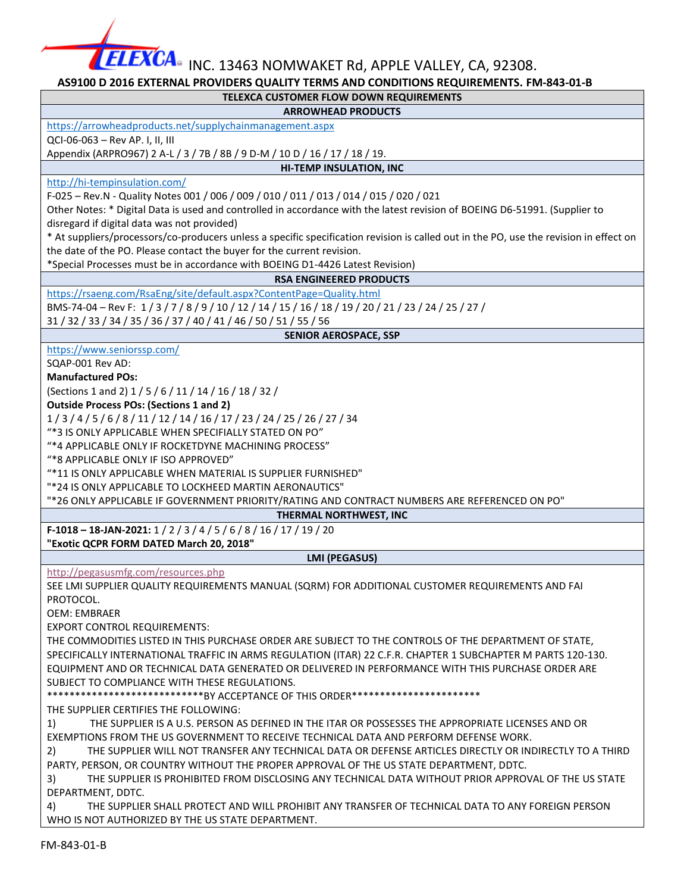TELEXCA INC. 13463 NOMWAKET Rd, APPLE VALLEY, CA, 92308.

**AS9100 D 2016 EXTERNAL PROVIDERS QUALITY TERMS AND CONDITIONS REQUIREMENTS. FM-843-01-B**

## TELEXCA CUSTOMER FLOW DOWN REQUIREMENTS

### ARROWHEAD PRODUCTS

https://arrowheadproducts.net/supplychainmanagement.aspx

QCI-06-063 – Rev AP. I, II, III

Appendix (ARPRO967) 2 A-L / 3 / 7B / 8B / 9 D-M / 10 D / 16 / 17 / 18 / 19.

### HI-TEMP INSULATION, INC

http://hi-tempinsulation.com/

F-025 – Rev.N - Quality Notes 001 / 006 / 009 / 010 / 011 / 013 / 014 / 015 / 020 / 021

Other Notes: * Digital Data is used and controlled in accordance with the latest revision of BOEING D6-51991. (Supplier to disregard if digital data was not provided)

* At suppliers/processors/co-producers unless a specific specification revision is called out in the PO, use the revision in effect on the date of the PO. Please contact the buyer for the current revision.

*Special Processes must be in accordance with BOEING D1-4426 Latest Revision)

### RSA ENGINEERED PRODUCTS

https://rsaeng.com/RsaEng/site/default.aspx?ContentPage=Quality.html

BMS-74-04 – Rev F: 1 / 3 / 7 / 8 / 9 / 10 / 12 / 14 / 15 / 16 / 18 / 19 / 20 / 21 / 23 / 24 / 25 / 27 / 31 / 32 / 33 / 34 / 35 / 36 / 37 / 40 / 41 / 46 / 50 / 51 / 55 / 56

### SENIOR AEROSPACE, SSP

https://www.seniorssp.com/

SQAP-001 Rev AD:

**Manufactured POs:**

(Sections 1 and 2) 1 / 5 / 6 / 11 / 14 / 16 / 18 / 32 /

**Outside Process POs: (Sections 1 and 2)**

1 / 3 / 4 / 5 / 6 / 8 / 11 / 12 / 14 / 16 / 17 / 23 / 24 / 25 / 26 / 27 / 34

"*3 IS ONLY APPLICABLE WHEN SPECIFIALLY STATED ON PO"

"*4 APPLICABLE ONLY IF ROCKETDYNE MACHINING PROCESS"

"*8 APPLICABLE ONLY IF ISO APPROVED"

"*11 IS ONLY APPLICABLE WHEN MATERIAL IS SUPPLIER FURNISHED"

"*24 IS ONLY APPLICABLE TO LOCKHEED MARTIN AERONAUTICS"

"*26 ONLY APPLICABLE IF GOVERNMENT PRIORITY/RATING AND CONTRACT NUMBERS ARE REFERENCED ON PO"

### THERMAL NORTHWEST, INC

**F-1018 – 18-JAN-2021:** 1 / 2 / 3 / 4 / 5 / 6 / 8 / 16 / 17 / 19 / 20

**"Exotic QCPR FORM DATED March 20, 2018"**

### LMI (PEGASUS)

http://pegasusmfg.com/resources.php

SEE LMI SUPPLIER QUALITY REQUIREMENTS MANUAL (SQRM) FOR ADDITIONAL CUSTOMER REQUIREMENTS AND FAI PROTOCOL.

OEM: EMBRAER

EXPORT CONTROL REQUIREMENTS:

THE COMMODITIES LISTED IN THIS PURCHASE ORDER ARE SUBJECT TO THE CONTROLS OF THE DEPARTMENT OF STATE, SPECIFICALLY INTERNATIONAL TRAFFIC IN ARMS REGULATION (ITAR) 22 C.F.R. CHAPTER 1 SUBCHAPTER M PARTS 120-130. EQUIPMENT AND OR TECHNICAL DATA GENERATED OR DELIVERED IN PERFORMANCE WITH THIS PURCHASE ORDER ARE SUBJECT TO COMPLIANCE WITH THESE REGULATIONS.

****************************BY ACCEPTANCE OF THIS ORDER***********************

THE SUPPLIER CERTIFIES THE FOLLOWING:

1) THE SUPPLIER IS A U.S. PERSON AS DEFINED IN THE ITAR OR POSSESSES THE APPROPRIATE LICENSES AND OR EXEMPTIONS FROM THE US GOVERNMENT TO RECEIVE TECHNICAL DATA AND PERFORM DEFENSE WORK.

2) THE SUPPLIER WILL NOT TRANSFER ANY TECHNICAL DATA OR DEFENSE ARTICLES DIRECTLY OR INDIRECTLY TO A THIRD PARTY, PERSON, OR COUNTRY WITHOUT THE PROPER APPROVAL OF THE US STATE DEPARTMENT, DDTC.

3) THE SUPPLIER IS PROHIBITED FROM DISCLOSING ANY TECHNICAL DATA WITHOUT PRIOR APPROVAL OF THE US STATE DEPARTMENT, DDTC.

4) THE SUPPLIER SHALL PROTECT AND WILL PROHIBIT ANY TRANSFER OF TECHNICAL DATA TO ANY FOREIGN PERSON WHO IS NOT AUTHORIZED BY THE US STATE DEPARTMENT.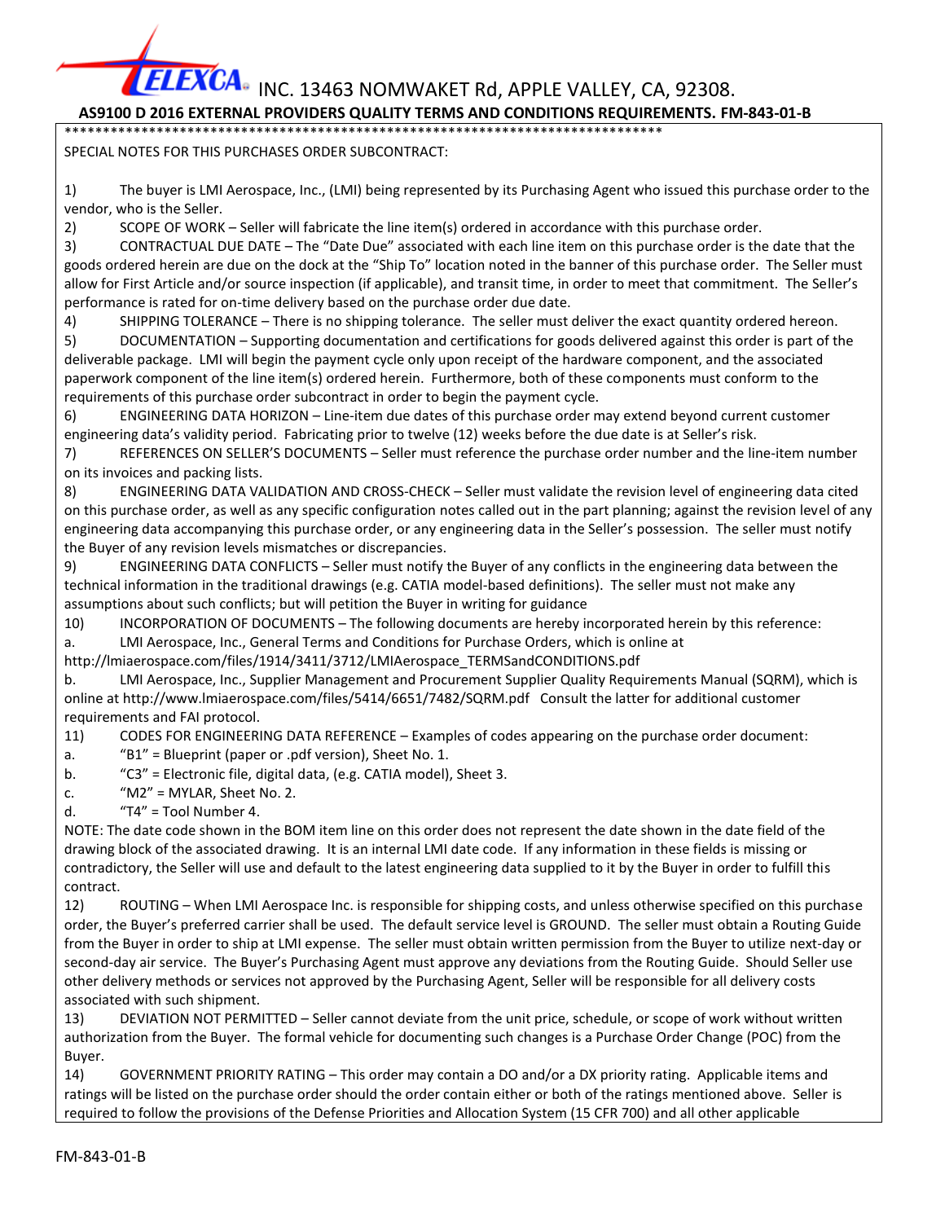TELEXCA INC. 13463 NOMWAKET Rd, APPLE VALLEY, CA, 92308.

**AS9100 D 2016 EXTERNAL PROVIDERS QUALITY TERMS AND CONDITIONS REQUIREMENTS. FM-843-01-B**

*******************************************************************************

SPECIAL NOTES FOR THIS PURCHASES ORDER SUBCONTRACT:

1) The buyer is LMI Aerospace, Inc., (LMI) being represented by its Purchasing Agent who issued this purchase order to the vendor, who is the Seller.

2) SCOPE OF WORK – Seller will fabricate the line item(s) ordered in accordance with this purchase order.

3) CONTRACTUAL DUE DATE – The "Date Due" associated with each line item on this purchase order is the date that the goods ordered herein are due on the dock at the "Ship To" location noted in the banner of this purchase order. The Seller must allow for First Article and/or source inspection (if applicable), and transit time, in order to meet that commitment. The Seller's performance is rated for on-time delivery based on the purchase order due date.

4) SHIPPING TOLERANCE – There is no shipping tolerance. The seller must deliver the exact quantity ordered hereon.

5) DOCUMENTATION – Supporting documentation and certifications for goods delivered against this order is part of the deliverable package. LMI will begin the payment cycle only upon receipt of the hardware component, and the associated paperwork component of the line item(s) ordered herein. Furthermore, both of these components must conform to the requirements of this purchase order subcontract in order to begin the payment cycle.

6) ENGINEERING DATA HORIZON – Line-item due dates of this purchase order may extend beyond current customer engineering data's validity period. Fabricating prior to twelve (12) weeks before the due date is at Seller's risk.

7) REFERENCES ON SELLER'S DOCUMENTS – Seller must reference the purchase order number and the line-item number on its invoices and packing lists.

8) ENGINEERING DATA VALIDATION AND CROSS-CHECK – Seller must validate the revision level of engineering data cited on this purchase order, as well as any specific configuration notes called out in the part planning; against the revision level of any engineering data accompanying this purchase order, or any engineering data in the Seller's possession. The seller must notify the Buyer of any revision levels mismatches or discrepancies.

9) ENGINEERING DATA CONFLICTS – Seller must notify the Buyer of any conflicts in the engineering data between the technical information in the traditional drawings (e.g. CATIA model-based definitions). The seller must not make any assumptions about such conflicts; but will petition the Buyer in writing for guidance

10) INCORPORATION OF DOCUMENTS – The following documents are hereby incorporated herein by this reference:

a. LMI Aerospace, Inc., General Terms and Conditions for Purchase Orders, which is online at http://lmiaerospace.com/files/1914/3411/3712/LMIAerospace_TERMSandCONDITIONS.pdf

b. LMI Aerospace, Inc., Supplier Management and Procurement Supplier Quality Requirements Manual (SQRM), which is online at http://www.lmiaerospace.com/files/5414/6651/7482/SQRM.pdf Consult the latter for additional customer requirements and FAI protocol.

11) CODES FOR ENGINEERING DATA REFERENCE – Examples of codes appearing on the purchase order document:

a. "B1" = Blueprint (paper or .pdf version), Sheet No. 1.

b. "C3" = Electronic file, digital data, (e.g. CATIA model), Sheet 3.

c. "M2" = MYLAR, Sheet No. 2.

d. "T4" = Tool Number 4.

NOTE: The date code shown in the BOM item line on this order does not represent the date shown in the date field of the drawing block of the associated drawing. It is an internal LMI date code. If any information in these fields is missing or contradictory, the Seller will use and default to the latest engineering data supplied to it by the Buyer in order to fulfill this contract.

12) ROUTING – When LMI Aerospace Inc. is responsible for shipping costs, and unless otherwise specified on this purchase order, the Buyer's preferred carrier shall be used. The default service level is GROUND. The seller must obtain a Routing Guide from the Buyer in order to ship at LMI expense. The seller must obtain written permission from the Buyer to utilize next-day or second-day air service. The Buyer's Purchasing Agent must approve any deviations from the Routing Guide. Should Seller use other delivery methods or services not approved by the Purchasing Agent, Seller will be responsible for all delivery costs associated with such shipment.

13) DEVIATION NOT PERMITTED – Seller cannot deviate from the unit price, schedule, or scope of work without written authorization from the Buyer. The formal vehicle for documenting such changes is a Purchase Order Change (POC) from the Buyer.

14) GOVERNMENT PRIORITY RATING – This order may contain a DO and/or a DX priority rating. Applicable items and ratings will be listed on the purchase order should the order contain either or both of the ratings mentioned above. Seller is required to follow the provisions of the Defense Priorities and Allocation System (15 CFR 700) and all other applicable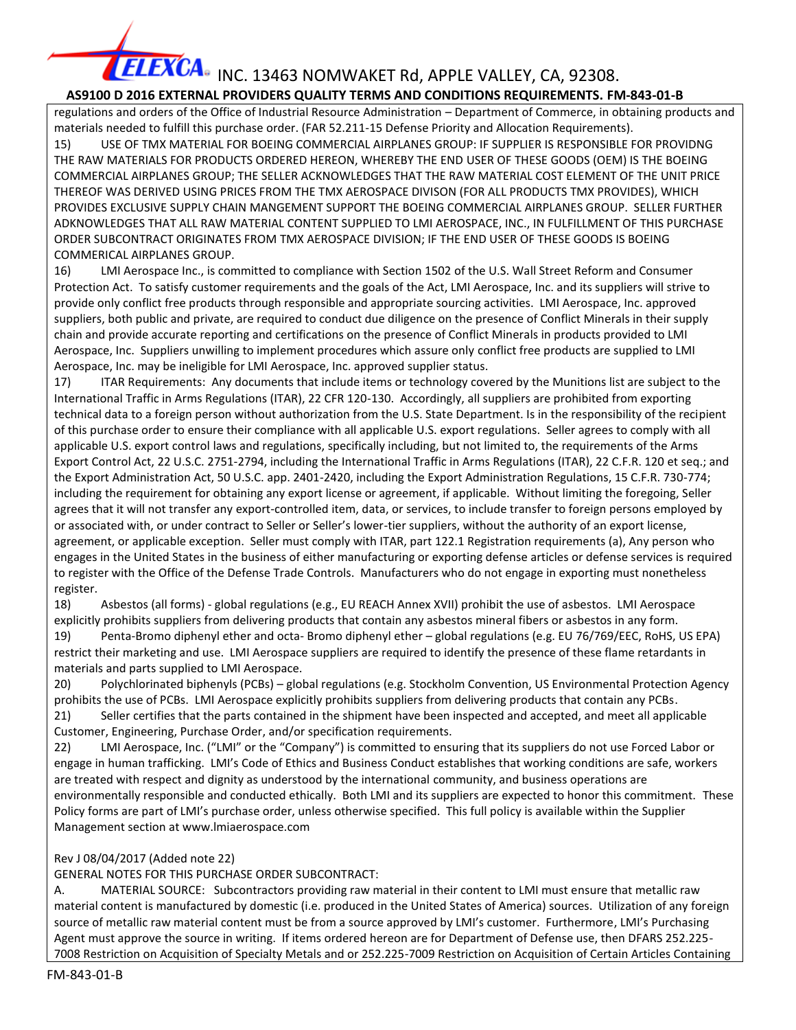regulations and orders of the Office of Industrial Resource Administration – Department of Commerce, in obtaining products and materials needed to fulfill this purchase order. (FAR 52.211-15 Defense Priority and Allocation Requirements).

15) USE OF TMX MATERIAL FOR BOEING COMMERCIAL AIRPLANES GROUP: IF SUPPLIER IS RESPONSIBLE FOR PROVIDNG THE RAW MATERIALS FOR PRODUCTS ORDERED HEREON, WHEREBY THE END USER OF THESE GOODS (OEM) IS THE BOEING COMMERCIAL AIRPLANES GROUP; THE SELLER ACKNOWLEDGES THAT THE RAW MATERIAL COST ELEMENT OF THE UNIT PRICE THEREOF WAS DERIVED USING PRICES FROM THE TMX AEROSPACE DIVISON (FOR ALL PRODUCTS TMX PROVIDES), WHICH PROVIDES EXCLUSIVE SUPPLY CHAIN MANGEMENT SUPPORT THE BOEING COMMERCIAL AIRPLANES GROUP. SELLER FURTHER ADKNOWLEDGES THAT ALL RAW MATERIAL CONTENT SUPPLIED TO LMI AEROSPACE, INC., IN FULFILLMENT OF THIS PURCHASE ORDER SUBCONTRACT ORIGINATES FROM TMX AEROSPACE DIVISION; IF THE END USER OF THESE GOODS IS BOEING COMMERICAL AIRPLANES GROUP.

16) LMI Aerospace Inc., is committed to compliance with Section 1502 of the U.S. Wall Street Reform and Consumer Protection Act. To satisfy customer requirements and the goals of the Act, LMI Aerospace, Inc. and its suppliers will strive to provide only conflict free products through responsible and appropriate sourcing activities. LMI Aerospace, Inc. approved suppliers, both public and private, are required to conduct due diligence on the presence of Conflict Minerals in their supply chain and provide accurate reporting and certifications on the presence of Conflict Minerals in products provided to LMI Aerospace, Inc. Suppliers unwilling to implement procedures which assure only conflict free products are supplied to LMI Aerospace, Inc. may be ineligible for LMI Aerospace, Inc. approved supplier status.

17) ITAR Requirements: Any documents that include items or technology covered by the Munitions list are subject to the International Traffic in Arms Regulations (ITAR), 22 CFR 120-130. Accordingly, all suppliers are prohibited from exporting technical data to a foreign person without authorization from the U.S. State Department. Is in the responsibility of the recipient of this purchase order to ensure their compliance with all applicable U.S. export regulations. Seller agrees to comply with all applicable U.S. export control laws and regulations, specifically including, but not limited to, the requirements of the Arms Export Control Act, 22 U.S.C. 2751-2794, including the International Traffic in Arms Regulations (ITAR), 22 C.F.R. 120 et seq.; and the Export Administration Act, 50 U.S.C. app. 2401-2420, including the Export Administration Regulations, 15 C.F.R. 730-774; including the requirement for obtaining any export license or agreement, if applicable. Without limiting the foregoing, Seller agrees that it will not transfer any export-controlled item, data, or services, to include transfer to foreign persons employed by or associated with, or under contract to Seller or Seller's lower-tier suppliers, without the authority of an export license, agreement, or applicable exception. Seller must comply with ITAR, part 122.1 Registration requirements (a), Any person who engages in the United States in the business of either manufacturing or exporting defense articles or defense services is required to register with the Office of the Defense Trade Controls. Manufacturers who do not engage in exporting must nonetheless register.

18) Asbestos (all forms) - global regulations (e.g., EU REACH Annex XVII) prohibit the use of asbestos. LMI Aerospace explicitly prohibits suppliers from delivering products that contain any asbestos mineral fibers or asbestos in any form.

19) Penta-Bromo diphenyl ether and octa- Bromo diphenyl ether – global regulations (e.g. EU 76/769/EEC, RoHS, US EPA) restrict their marketing and use. LMI Aerospace suppliers are required to identify the presence of these flame retardants in materials and parts supplied to LMI Aerospace.

20) Polychlorinated biphenyls (PCBs) – global regulations (e.g. Stockholm Convention, US Environmental Protection Agency prohibits the use of PCBs. LMI Aerospace explicitly prohibits suppliers from delivering products that contain any PCBs.

21) Seller certifies that the parts contained in the shipment have been inspected and accepted, and meet all applicable Customer, Engineering, Purchase Order, and/or specification requirements.

22) LMI Aerospace, Inc. ("LMI" or the "Company") is committed to ensuring that its suppliers do not use Forced Labor or engage in human trafficking. LMI's Code of Ethics and Business Conduct establishes that working conditions are safe, workers are treated with respect and dignity as understood by the international community, and business operations are environmentally responsible and conducted ethically. Both LMI and its suppliers are expected to honor this commitment. These Policy forms are part of LMI's purchase order, unless otherwise specified. This full policy is available within the Supplier Management section at www.lmiaerospace.com

Rev J 08/04/2017 (Added note 22)

GENERAL NOTES FOR THIS PURCHASE ORDER SUBCONTRACT:

A. MATERIAL SOURCE: Subcontractors providing raw material in their content to LMI must ensure that metallic raw material content is manufactured by domestic (i.e. produced in the United States of America) sources. Utilization of any foreign source of metallic raw material content must be from a source approved by LMI's customer. Furthermore, LMI's Purchasing Agent must approve the source in writing. If items ordered hereon are for Department of Defense use, then DFARS 252.225-7008 Restriction on Acquisition of Specialty Metals and or 252.225-7009 Restriction on Acquisition of Certain Articles Containing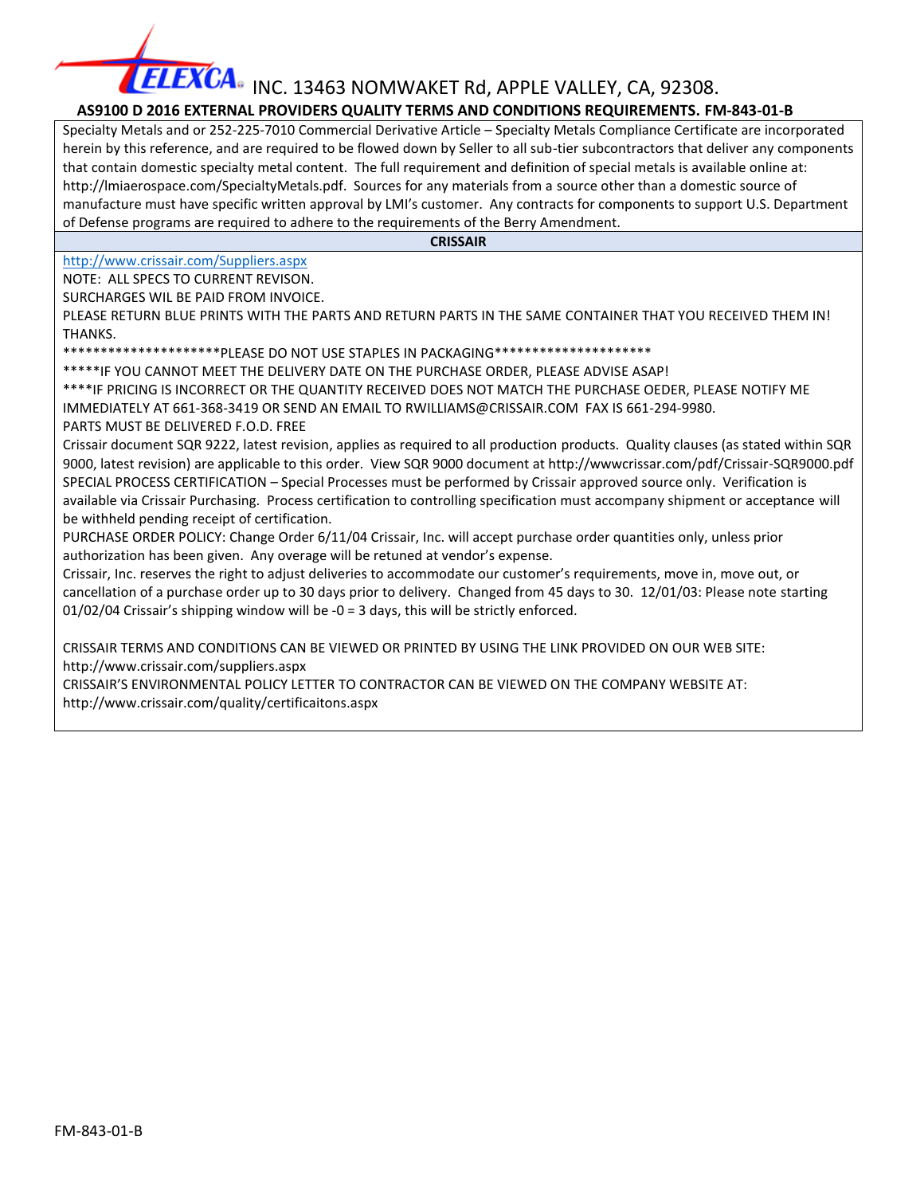TELEXCA INC. 13463 NOMWAKET Rd, APPLE VALLEY, CA, 92308.

**AS9100 D 2016 EXTERNAL PROVIDERS QUALITY TERMS AND CONDITIONS REQUIREMENTS. FM-843-01-B**

Specialty Metals and or 252-225-7010 Commercial Derivative Article – Specialty Metals Compliance Certificate are incorporated herein by this reference, and are required to be flowed down by Seller to all sub-tier subcontractors that deliver any components that contain domestic specialty metal content. The full requirement and definition of special metals is available online at: http://lmiaerospace.com/SpecialtyMetals.pdf. Sources for any materials from a source other than a domestic source of manufacture must have specific written approval by LMI's customer. Any contracts for components to support U.S. Department of Defense programs are required to adhere to the requirements of the Berry Amendment.

**CRISSAIR**

http://www.crissair.com/Suppliers.aspx

NOTE: ALL SPECS TO CURRENT REVISON.

SURCHARGES WIL BE PAID FROM INVOICE.

PLEASE RETURN BLUE PRINTS WITH THE PARTS AND RETURN PARTS IN THE SAME CONTAINER THAT YOU RECEIVED THEM IN! THANKS.

********************PLEASE DO NOT USE STAPLES IN PACKAGING********************

*****IF YOU CANNOT MEET THE DELIVERY DATE ON THE PURCHASE ORDER, PLEASE ADVISE ASAP!

****IF PRICING IS INCORRECT OR THE QUANTITY RECEIVED DOES NOT MATCH THE PURCHASE OEDER, PLEASE NOTIFY ME IMMEDIATELY AT 661-368-3419 OR SEND AN EMAIL TO RWILLIAMS@CRISSAIR.COM FAX IS 661-294-9980.

PARTS MUST BE DELIVERED F.O.D. FREE

Crissair document SQR 9222, latest revision, applies as required to all production products. Quality clauses (as stated within SQR 9000, latest revision) are applicable to this order. View SQR 9000 document at http://wwwcrissar.com/pdf/Crissair-SQR9000.pdf

SPECIAL PROCESS CERTIFICATION – Special Processes must be performed by Crissair approved source only. Verification is available via Crissair Purchasing. Process certification to controlling specification must accompany shipment or acceptance will be withheld pending receipt of certification.

PURCHASE ORDER POLICY: Change Order 6/11/04 Crissair, Inc. will accept purchase order quantities only, unless prior authorization has been given. Any overage will be retuned at vendor's expense.

Crissair, Inc. reserves the right to adjust deliveries to accommodate our customer's requirements, move in, move out, or cancellation of a purchase order up to 30 days prior to delivery. Changed from 45 days to 30. 12/01/03: Please note starting 01/02/04 Crissair's shipping window will be -0 = 3 days, this will be strictly enforced.

CRISSAIR TERMS AND CONDITIONS CAN BE VIEWED OR PRINTED BY USING THE LINK PROVIDED ON OUR WEB SITE: http://www.crissair.com/suppliers.aspx

CRISSAIR'S ENVIRONMENTAL POLICY LETTER TO CONTRACTOR CAN BE VIEWED ON THE COMPANY WEBSITE AT: http://www.crissair.com/quality/certificaitons.aspx